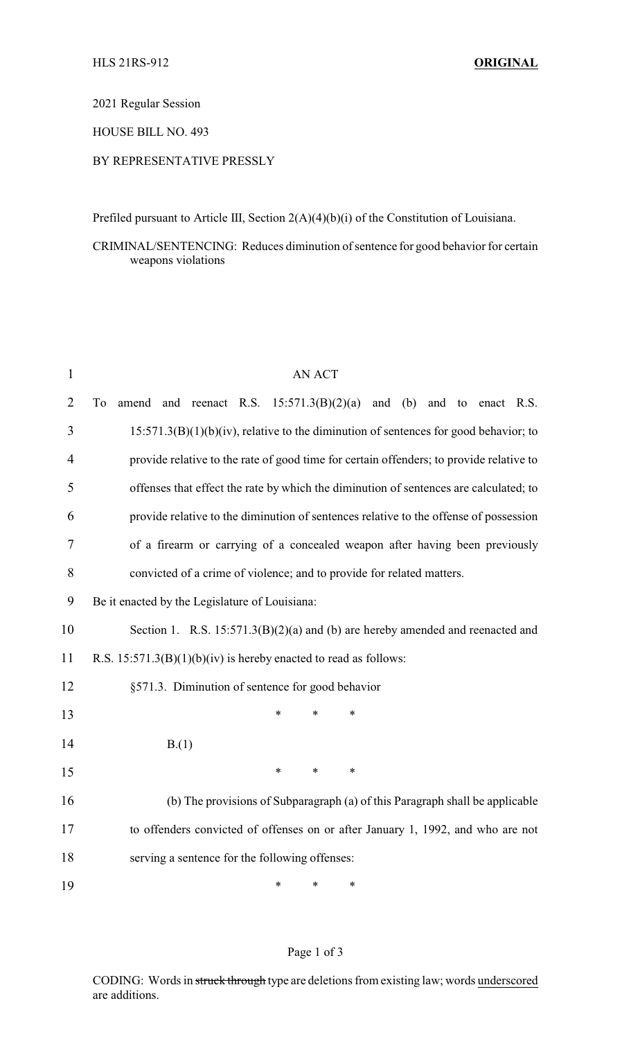HLS 21RS-912 **ORIGINAL**

2021 Regular Session

HOUSE BILL NO. 493

BY REPRESENTATIVE PRESSLY

Prefiled pursuant to Article III, Section 2(A)(4)(b)(i) of the Constitution of Louisiana.

CRIMINAL/SENTENCING: Reduces diminution of sentence for good behavior for certain weapons violations

AN ACT

To amend and reenact R.S. 15:571.3(B)(2)(a) and (b) and to enact R.S. 15:571.3(B)(1)(b)(iv), relative to the diminution of sentences for good behavior; to provide relative to the rate of good time for certain offenders; to provide relative to offenses that effect the rate by which the diminution of sentences are calculated; to provide relative to the diminution of sentences relative to the offense of possession of a firearm or carrying of a concealed weapon after having been previously convicted of a crime of violence; and to provide for related matters.

Be it enacted by the Legislature of Louisiana:

Section 1. R.S. 15:571.3(B)(2)(a) and (b) are hereby amended and reenacted and R.S. 15:571.3(B)(1)(b)(iv) is hereby enacted to read as follows:

§571.3. Diminution of sentence for good behavior

\* \* \*

B.(1)

\* \* \*

(b) The provisions of Subparagraph (a) of this Paragraph shall be applicable to offenders convicted of offenses on or after January 1, 1992, and who are not serving a sentence for the following offenses:

\* \* \*

CODING: Words in ~~struck through~~ type are deletions from existing law; words <u>underscored</u> are additions.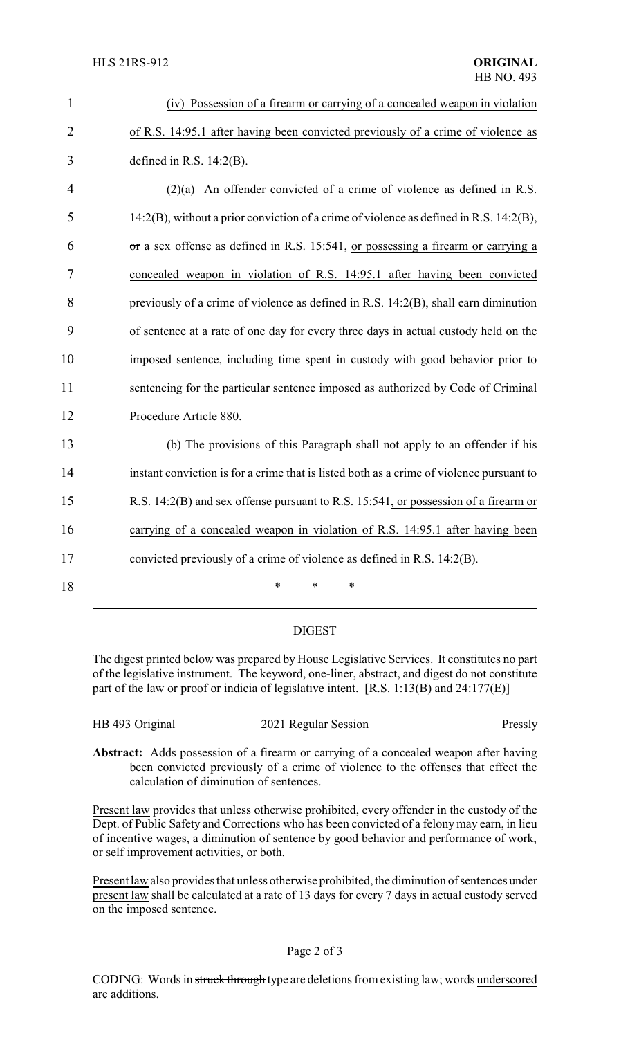(iv) Possession of a firearm or carrying of a concealed weapon in violation of R.S. 14:95.1 after having been convicted previously of a crime of violence as defined in R.S. 14:2(B).

(2)(a) An offender convicted of a crime of violence as defined in R.S. 14:2(B), without a prior conviction of a crime of violence as defined in R.S. 14:2(B), ~~or~~ a sex offense as defined in R.S. 15:541, or possessing a firearm or carrying a concealed weapon in violation of R.S. 14:95.1 after having been convicted previously of a crime of violence as defined in R.S. 14:2(B), shall earn diminution of sentence at a rate of one day for every three days in actual custody held on the imposed sentence, including time spent in custody with good behavior prior to sentencing for the particular sentence imposed as authorized by Code of Criminal Procedure Article 880.

(b) The provisions of this Paragraph shall not apply to an offender if his instant conviction is for a crime that is listed both as a crime of violence pursuant to R.S. 14:2(B) and sex offense pursuant to R.S. 15:541, or possession of a firearm or carrying of a concealed weapon in violation of R.S. 14:95.1 after having been convicted previously of a crime of violence as defined in R.S. 14:2(B).

\* \* \*

## DIGEST

The digest printed below was prepared by House Legislative Services. It constitutes no part of the legislative instrument. The keyword, one-liner, abstract, and digest do not constitute part of the law or proof or indicia of legislative intent. [R.S. 1:13(B) and 24:177(E)]

HB 493 Original | 2021 Regular Session | Pressly

**Abstract:** Adds possession of a firearm or carrying of a concealed weapon after having been convicted previously of a crime of violence to the offenses that effect the calculation of diminution of sentences.

Present law provides that unless otherwise prohibited, every offender in the custody of the Dept. of Public Safety and Corrections who has been convicted of a felony may earn, in lieu of incentive wages, a diminution of sentence by good behavior and performance of work, or self improvement activities, or both.

Present law also provides that unless otherwise prohibited, the diminution of sentences under present law shall be calculated at a rate of 13 days for every 7 days in actual custody served on the imposed sentence.

CODING: Words in ~~struck through~~ type are deletions from existing law; words underscored are additions.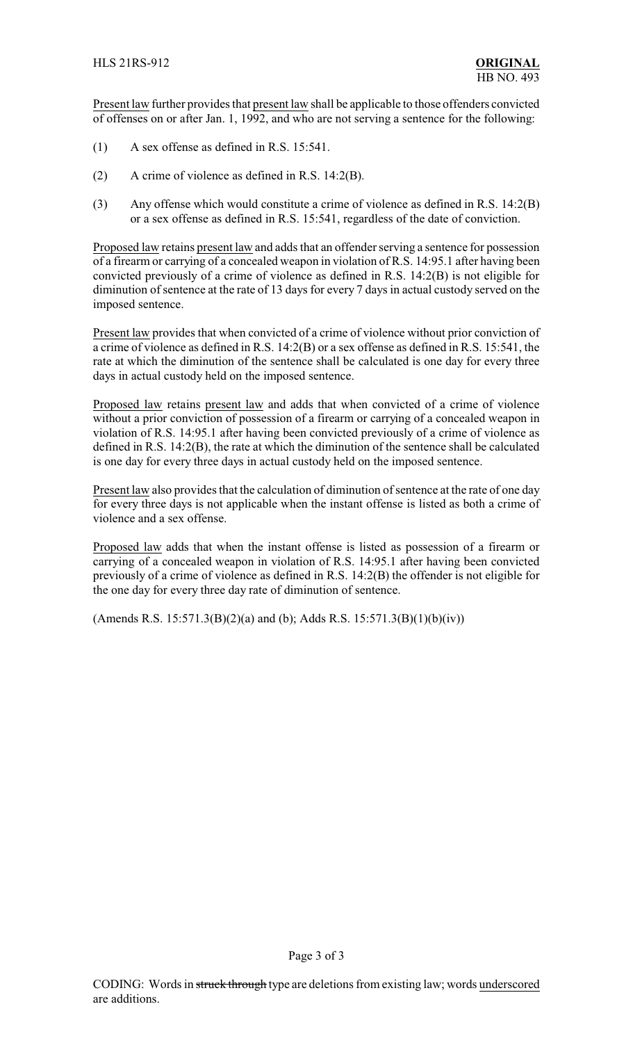Present law further provides that present law shall be applicable to those offenders convicted of offenses on or after Jan. 1, 1992, and who are not serving a sentence for the following:

(1) A sex offense as defined in R.S. 15:541.

(2) A crime of violence as defined in R.S. 14:2(B).

(3) Any offense which would constitute a crime of violence as defined in R.S. 14:2(B) or a sex offense as defined in R.S. 15:541, regardless of the date of conviction.

Proposed law retains present law and adds that an offender serving a sentence for possession of a firearm or carrying of a concealed weapon in violation of R.S. 14:95.1 after having been convicted previously of a crime of violence as defined in R.S. 14:2(B) is not eligible for diminution of sentence at the rate of 13 days for every 7 days in actual custody served on the imposed sentence.

Present law provides that when convicted of a crime of violence without prior conviction of a crime of violence as defined in R.S. 14:2(B) or a sex offense as defined in R.S. 15:541, the rate at which the diminution of the sentence shall be calculated is one day for every three days in actual custody held on the imposed sentence.

Proposed law retains present law and adds that when convicted of a crime of violence without a prior conviction of possession of a firearm or carrying of a concealed weapon in violation of R.S. 14:95.1 after having been convicted previously of a crime of violence as defined in R.S. 14:2(B), the rate at which the diminution of the sentence shall be calculated is one day for every three days in actual custody held on the imposed sentence.

Present law also provides that the calculation of diminution of sentence at the rate of one day for every three days is not applicable when the instant offense is listed as both a crime of violence and a sex offense.

Proposed law adds that when the instant offense is listed as possession of a firearm or carrying of a concealed weapon in violation of R.S. 14:95.1 after having been convicted previously of a crime of violence as defined in R.S. 14:2(B) the offender is not eligible for the one day for every three day rate of diminution of sentence.

(Amends R.S. 15:571.3(B)(2)(a) and (b); Adds R.S. 15:571.3(B)(1)(b)(iv))